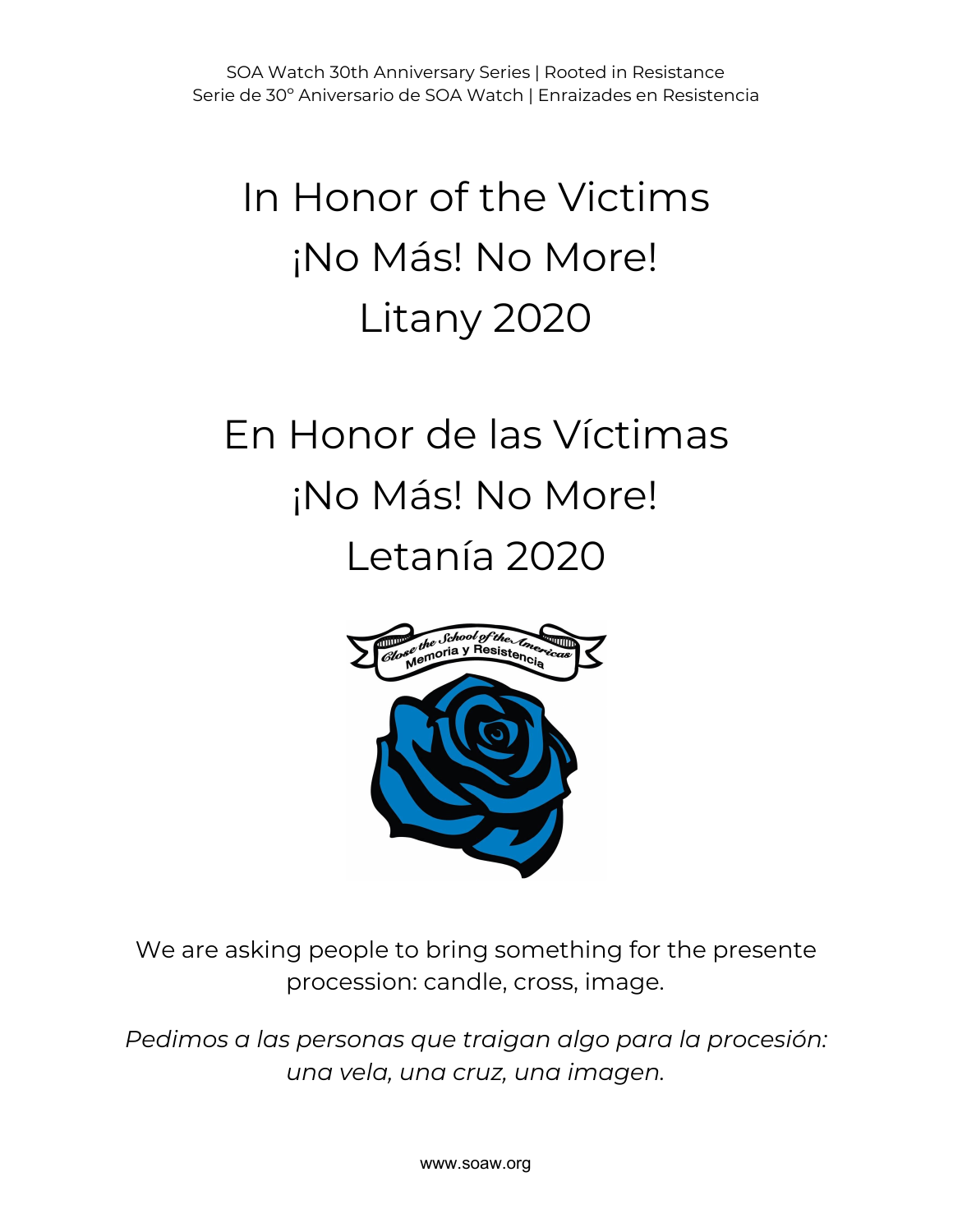SOA Watch 30th Anniversary Series | Rooted in Resistance
Serie de 30° Aniversario de SOA Watch | Enraizades en Resistencia

# In Honor of the Victims
# ¡No Más! No More!
# Litany 2020

# En Honor de las Víctimas
# ¡No Más! No More!
# Letanía 2020

Close the School of the Americas
Memoria y Resistencia

We are asking people to bring something for the presente procession: candle, cross, image.

*Pedimos a las personas que traigan algo para la procesión: una vela, una cruz, una imagen.*

www.soaw.org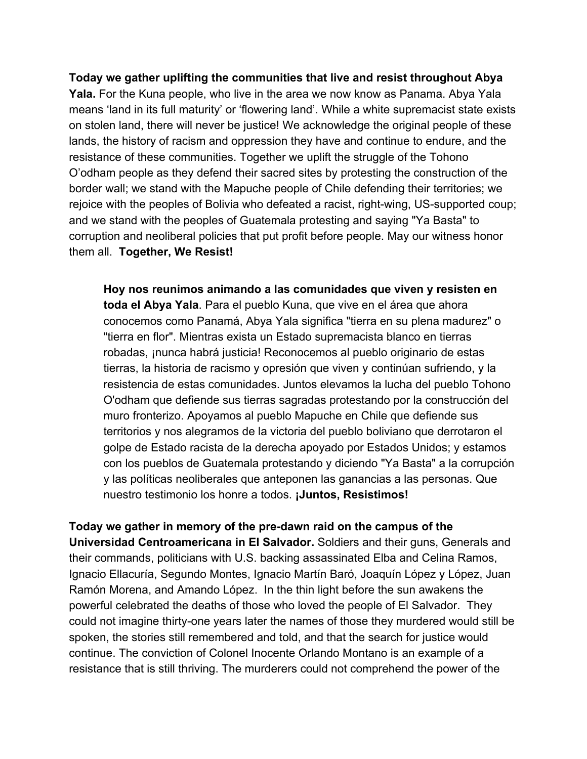**Today we gather uplifting the communities that live and resist throughout Abya Yala.** For the Kuna people, who live in the area we now know as Panama. Abya Yala means 'land in its full maturity' or 'flowering land'. While a white supremacist state exists on stolen land, there will never be justice! We acknowledge the original people of these lands, the history of racism and oppression they have and continue to endure, and the resistance of these communities. Together we uplift the struggle of the Tohono O'odham people as they defend their sacred sites by protesting the construction of the border wall; we stand with the Mapuche people of Chile defending their territories; we rejoice with the peoples of Bolivia who defeated a racist, right-wing, US-supported coup; and we stand with the peoples of Guatemala protesting and saying "Ya Basta" to corruption and neoliberal policies that put profit before people. May our witness honor them all. **Together, We Resist!**

> **Hoy nos reunimos animando a las comunidades que viven y resisten en toda el Abya Yala**. Para el pueblo Kuna, que vive en el área que ahora conocemos como Panamá, Abya Yala significa "tierra en su plena madurez" o "tierra en flor". Mientras exista un Estado supremacista blanco en tierras robadas, ¡nunca habrá justicia! Reconocemos al pueblo originario de estas tierras, la historia de racismo y opresión que viven y continúan sufriendo, y la resistencia de estas comunidades. Juntos elevamos la lucha del pueblo Tohono O'odham que defiende sus tierras sagradas protestando por la construcción del muro fronterizo. Apoyamos al pueblo Mapuche en Chile que defiende sus territorios y nos alegramos de la victoria del pueblo boliviano que derrotaron el golpe de Estado racista de la derecha apoyado por Estados Unidos; y estamos con los pueblos de Guatemala protestando y diciendo "Ya Basta" a la corrupción y las políticas neoliberales que anteponen las ganancias a las personas. Que nuestro testimonio los honre a todos. **¡Juntos, Resistimos!**

**Today we gather in memory of the pre-dawn raid on the campus of the Universidad Centroamericana in El Salvador.** Soldiers and their guns, Generals and their commands, politicians with U.S. backing assassinated Elba and Celina Ramos, Ignacio Ellacuría, Segundo Montes, Ignacio Martín Baró, Joaquín López y López, Juan Ramón Morena, and Amando López. In the thin light before the sun awakens the powerful celebrated the deaths of those who loved the people of El Salvador. They could not imagine thirty-one years later the names of those they murdered would still be spoken, the stories still remembered and told, and that the search for justice would continue. The conviction of Colonel Inocente Orlando Montano is an example of a resistance that is still thriving. The murderers could not comprehend the power of the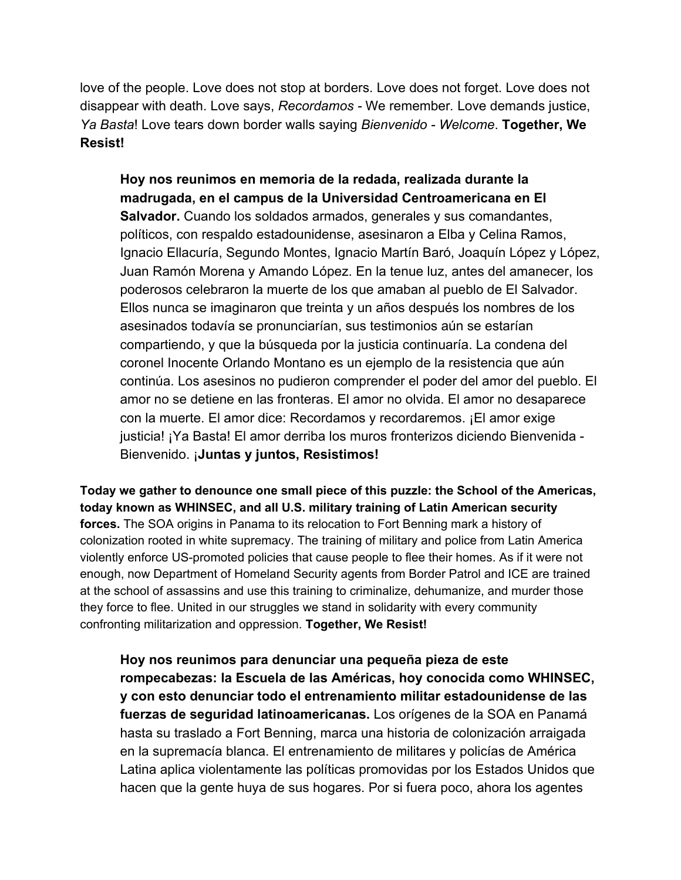love of the people. Love does not stop at borders. Love does not forget. Love does not disappear with death. Love says, *Recordamos* - We remember. Love demands justice, *Ya Basta*! Love tears down border walls saying *Bienvenido* - *Welcome*. **Together, We Resist!**

> **Hoy nos reunimos en memoria de la redada, realizada durante la madrugada, en el campus de la Universidad Centroamericana en El Salvador.** Cuando los soldados armados, generales y sus comandantes, políticos, con respaldo estadounidense, asesinaron a Elba y Celina Ramos, Ignacio Ellacuría, Segundo Montes, Ignacio Martín Baró, Joaquín López y López, Juan Ramón Morena y Amando López. En la tenue luz, antes del amanecer, los poderosos celebraron la muerte de los que amaban al pueblo de El Salvador. Ellos nunca se imaginaron que treinta y un años después los nombres de los asesinados todavía se pronunciarían, sus testimonios aún se estarían compartiendo, y que la búsqueda por la justicia continuaría. La condena del coronel Inocente Orlando Montano es un ejemplo de la resistencia que aún continúa. Los asesinos no pudieron comprender el poder del amor del pueblo. El amor no se detiene en las fronteras. El amor no olvida. El amor no desaparece con la muerte. El amor dice: Recordamos y recordaremos. ¡El amor exige justicia! ¡Ya Basta! El amor derriba los muros fronterizos diciendo Bienvenida - Bienvenido. ¡**Juntas y juntos, Resistimos!**

**Today we gather to denounce one small piece of this puzzle: the School of the Americas, today known as WHINSEC, and all U.S. military training of Latin American security forces.** The SOA origins in Panama to its relocation to Fort Benning mark a history of colonization rooted in white supremacy. The training of military and police from Latin America violently enforce US-promoted policies that cause people to flee their homes. As if it were not enough, now Department of Homeland Security agents from Border Patrol and ICE are trained at the school of assassins and use this training to criminalize, dehumanize, and murder those they force to flee. United in our struggles we stand in solidarity with every community confronting militarization and oppression. **Together, We Resist!**

> **Hoy nos reunimos para denunciar una pequeña pieza de este rompecabezas: la Escuela de las Américas, hoy conocida como WHINSEC, y con esto denunciar todo el entrenamiento militar estadounidense de las fuerzas de seguridad latinoamericanas.** Los orígenes de la SOA en Panamá hasta su traslado a Fort Benning, marca una historia de colonización arraigada en la supremacía blanca. El entrenamiento de militares y policías de América Latina aplica violentamente las políticas promovidas por los Estados Unidos que hacen que la gente huya de sus hogares. Por si fuera poco, ahora los agentes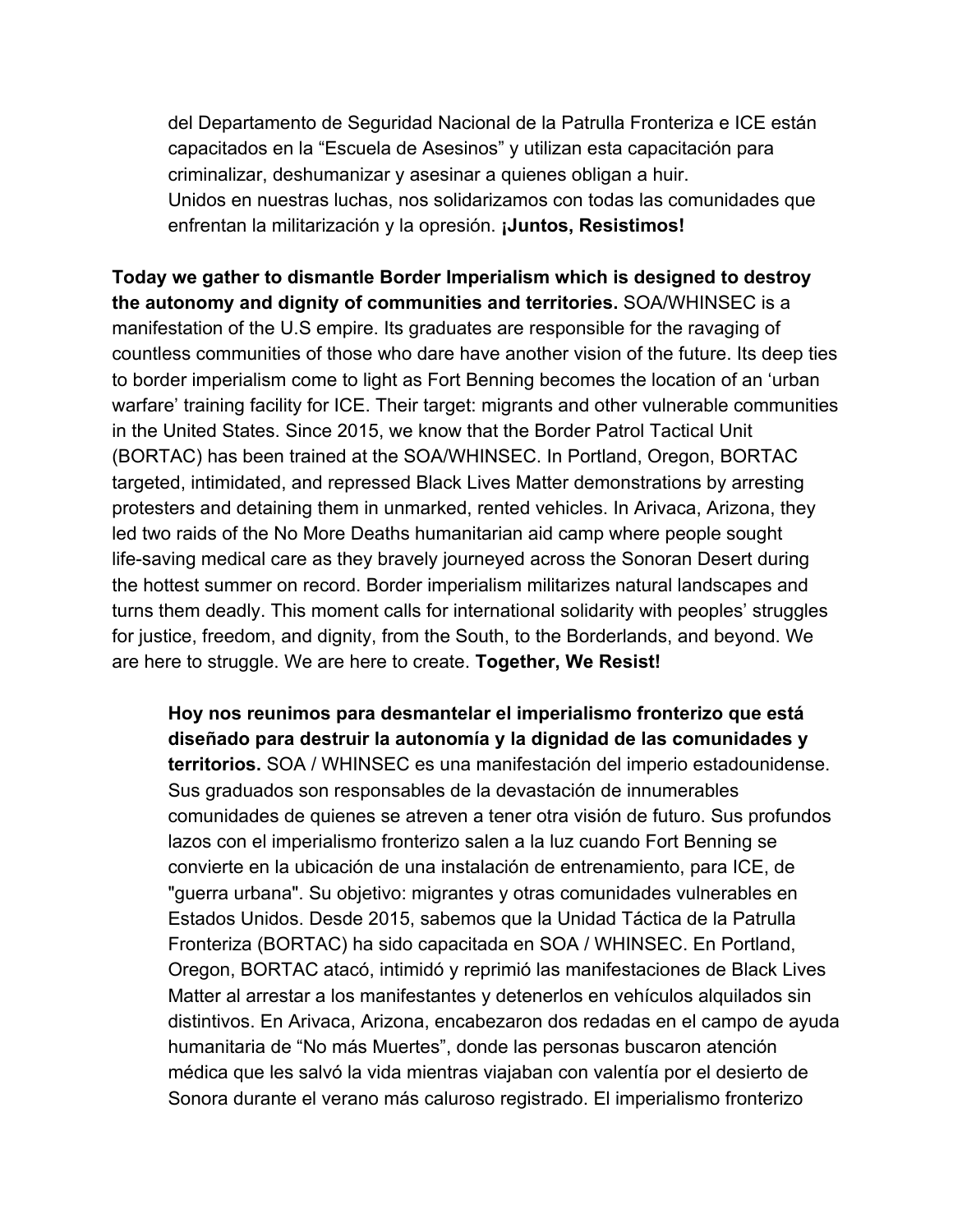del Departamento de Seguridad Nacional de la Patrulla Fronteriza e ICE están capacitados en la "Escuela de Asesinos" y utilizan esta capacitación para criminalizar, deshumanizar y asesinar a quienes obligan a huir.
Unidos en nuestras luchas, nos solidarizamos con todas las comunidades que enfrentan la militarización y la opresión. **¡Juntos, Resistimos!**

**Today we gather to dismantle Border Imperialism which is designed to destroy the autonomy and dignity of communities and territories.** SOA/WHINSEC is a manifestation of the U.S empire. Its graduates are responsible for the ravaging of countless communities of those who dare have another vision of the future. Its deep ties to border imperialism come to light as Fort Benning becomes the location of an 'urban warfare' training facility for ICE. Their target: migrants and other vulnerable communities in the United States. Since 2015, we know that the Border Patrol Tactical Unit (BORTAC) has been trained at the SOA/WHINSEC. In Portland, Oregon, BORTAC targeted, intimidated, and repressed Black Lives Matter demonstrations by arresting protesters and detaining them in unmarked, rented vehicles. In Arivaca, Arizona, they led two raids of the No More Deaths humanitarian aid camp where people sought life-saving medical care as they bravely journeyed across the Sonoran Desert during the hottest summer on record. Border imperialism militarizes natural landscapes and turns them deadly. This moment calls for international solidarity with peoples' struggles for justice, freedom, and dignity, from the South, to the Borderlands, and beyond. We are here to struggle. We are here to create. **Together, We Resist!**

**Hoy nos reunimos para desmantelar el imperialismo fronterizo que está diseñado para destruir la autonomía y la dignidad de las comunidades y territorios.** SOA / WHINSEC es una manifestación del imperio estadounidense. Sus graduados son responsables de la devastación de innumerables comunidades de quienes se atreven a tener otra visión de futuro. Sus profundos lazos con el imperialismo fronterizo salen a la luz cuando Fort Benning se convierte en la ubicación de una instalación de entrenamiento, para ICE, de "guerra urbana". Su objetivo: migrantes y otras comunidades vulnerables en Estados Unidos. Desde 2015, sabemos que la Unidad Táctica de la Patrulla Fronteriza (BORTAC) ha sido capacitada en SOA / WHINSEC. En Portland, Oregon, BORTAC atacó, intimidó y reprimió las manifestaciones de Black Lives Matter al arrestar a los manifestantes y detenerlos en vehículos alquilados sin distintivos. En Arivaca, Arizona, encabezaron dos redadas en el campo de ayuda humanitaria de "No más Muertes", donde las personas buscaron atención médica que les salvó la vida mientras viajaban con valentía por el desierto de Sonora durante el verano más caluroso registrado. El imperialismo fronterizo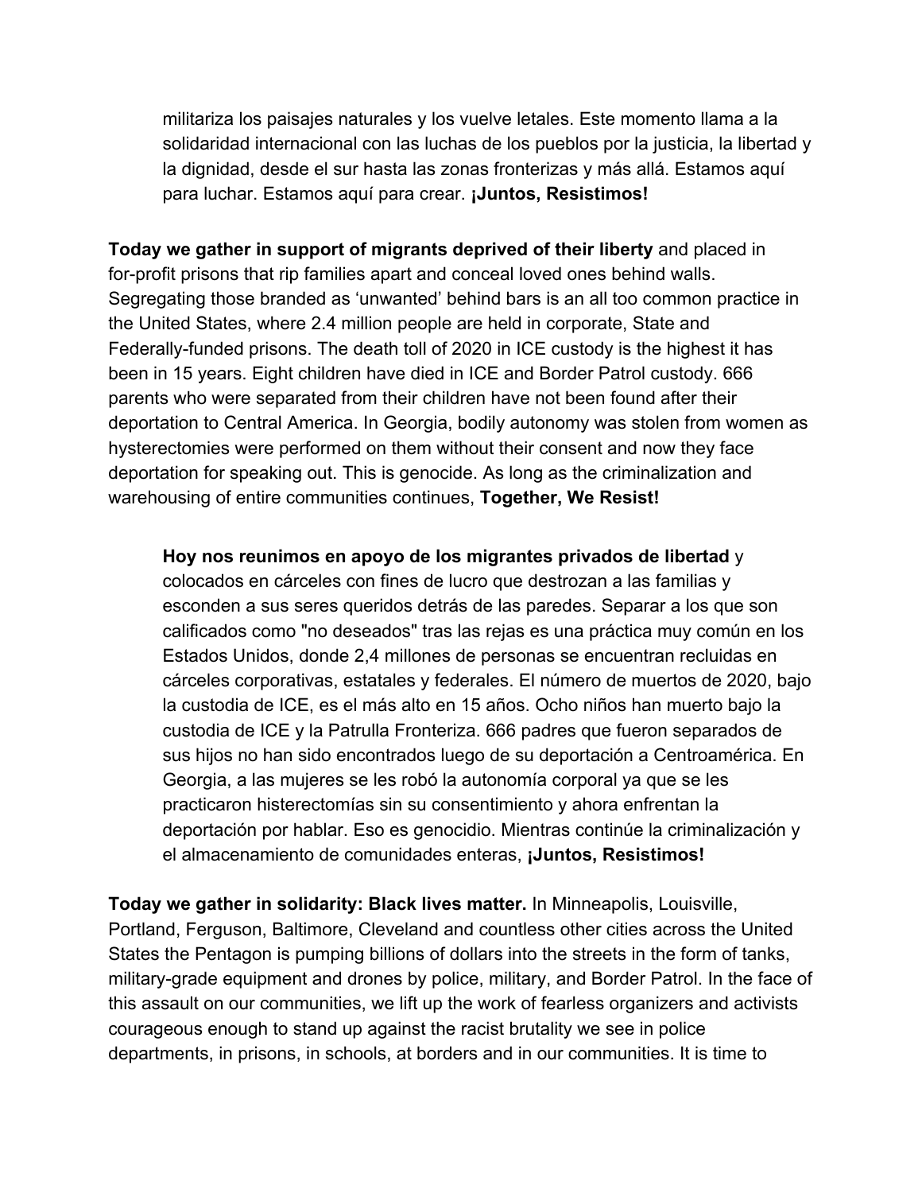militariza los paisajes naturales y los vuelve letales. Este momento llama a la solidaridad internacional con las luchas de los pueblos por la justicia, la libertad y la dignidad, desde el sur hasta las zonas fronterizas y más allá. Estamos aquí para luchar. Estamos aquí para crear. **¡Juntos, Resistimos!**

**Today we gather in support of migrants deprived of their liberty** and placed in for-profit prisons that rip families apart and conceal loved ones behind walls. Segregating those branded as 'unwanted' behind bars is an all too common practice in the United States, where 2.4 million people are held in corporate, State and Federally-funded prisons. The death toll of 2020 in ICE custody is the highest it has been in 15 years. Eight children have died in ICE and Border Patrol custody. 666 parents who were separated from their children have not been found after their deportation to Central America. In Georgia, bodily autonomy was stolen from women as hysterectomies were performed on them without their consent and now they face deportation for speaking out. This is genocide. As long as the criminalization and warehousing of entire communities continues, **Together, We Resist!**

**Hoy nos reunimos en apoyo de los migrantes privados de libertad** y colocados en cárceles con fines de lucro que destrozan a las familias y esconden a sus seres queridos detrás de las paredes. Separar a los que son calificados como "no deseados" tras las rejas es una práctica muy común en los Estados Unidos, donde 2,4 millones de personas se encuentran recluidas en cárceles corporativas, estatales y federales. El número de muertos de 2020, bajo la custodia de ICE, es el más alto en 15 años. Ocho niños han muerto bajo la custodia de ICE y la Patrulla Fronteriza. 666 padres que fueron separados de sus hijos no han sido encontrados luego de su deportación a Centroamérica. En Georgia, a las mujeres se les robó la autonomía corporal ya que se les practicaron histerectomías sin su consentimiento y ahora enfrentan la deportación por hablar. Eso es genocidio. Mientras continúe la criminalización y el almacenamiento de comunidades enteras, **¡Juntos, Resistimos!**

**Today we gather in solidarity: Black lives matter.** In Minneapolis, Louisville, Portland, Ferguson, Baltimore, Cleveland and countless other cities across the United States the Pentagon is pumping billions of dollars into the streets in the form of tanks, military-grade equipment and drones by police, military, and Border Patrol. In the face of this assault on our communities, we lift up the work of fearless organizers and activists courageous enough to stand up against the racist brutality we see in police departments, in prisons, in schools, at borders and in our communities. It is time to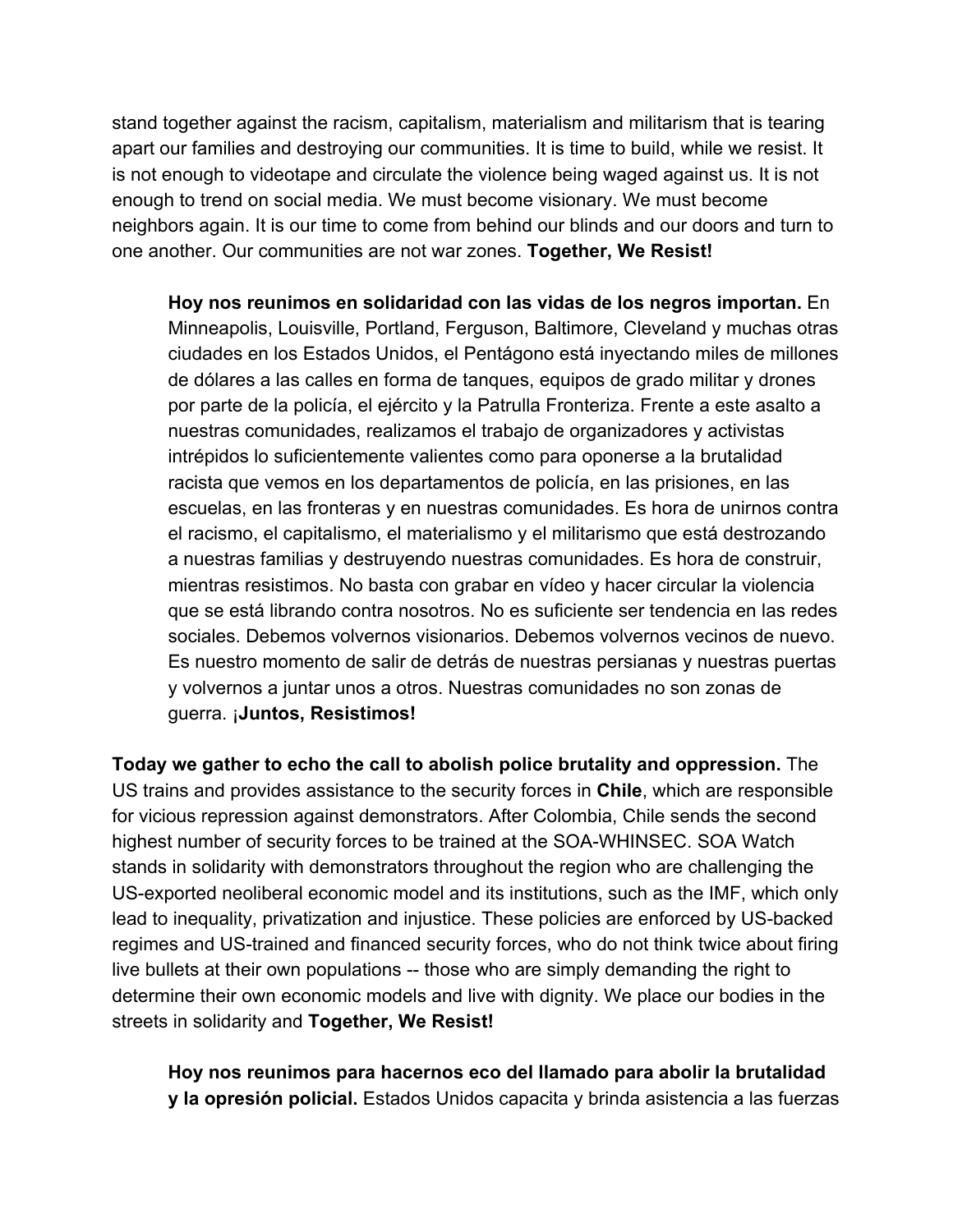stand together against the racism, capitalism, materialism and militarism that is tearing apart our families and destroying our communities. It is time to build, while we resist. It is not enough to videotape and circulate the violence being waged against us. It is not enough to trend on social media. We must become visionary. We must become neighbors again. It is our time to come from behind our blinds and our doors and turn to one another. Our communities are not war zones. **Together, We Resist!**

> **Hoy nos reunimos en solidaridad con las vidas de los negros importan.** En Minneapolis, Louisville, Portland, Ferguson, Baltimore, Cleveland y muchas otras ciudades en los Estados Unidos, el Pentágono está inyectando miles de millones de dólares a las calles en forma de tanques, equipos de grado militar y drones por parte de la policía, el ejército y la Patrulla Fronteriza. Frente a este asalto a nuestras comunidades, realizamos el trabajo de organizadores y activistas intrépidos lo suficientemente valientes como para oponerse a la brutalidad racista que vemos en los departamentos de policía, en las prisiones, en las escuelas, en las fronteras y en nuestras comunidades. Es hora de unirnos contra el racismo, el capitalismo, el materialismo y el militarismo que está destrozando a nuestras familias y destruyendo nuestras comunidades. Es hora de construir, mientras resistimos. No basta con grabar en vídeo y hacer circular la violencia que se está librando contra nosotros. No es suficiente ser tendencia en las redes sociales. Debemos volvernos visionarios. Debemos volvernos vecinos de nuevo. Es nuestro momento de salir de detrás de nuestras persianas y nuestras puertas y volvernos a juntar unos a otros. Nuestras comunidades no son zonas de guerra. **¡Juntos, Resistimos!**

**Today we gather to echo the call to abolish police brutality and oppression.** The US trains and provides assistance to the security forces in **Chile**, which are responsible for vicious repression against demonstrators. After Colombia, Chile sends the second highest number of security forces to be trained at the SOA-WHINSEC. SOA Watch stands in solidarity with demonstrators throughout the region who are challenging the US-exported neoliberal economic model and its institutions, such as the IMF, which only lead to inequality, privatization and injustice. These policies are enforced by US-backed regimes and US-trained and financed security forces, who do not think twice about firing live bullets at their own populations -- those who are simply demanding the right to determine their own economic models and live with dignity. We place our bodies in the streets in solidarity and **Together, We Resist!**

> **Hoy nos reunimos para hacernos eco del llamado para abolir la brutalidad y la opresión policial.** Estados Unidos capacita y brinda asistencia a las fuerzas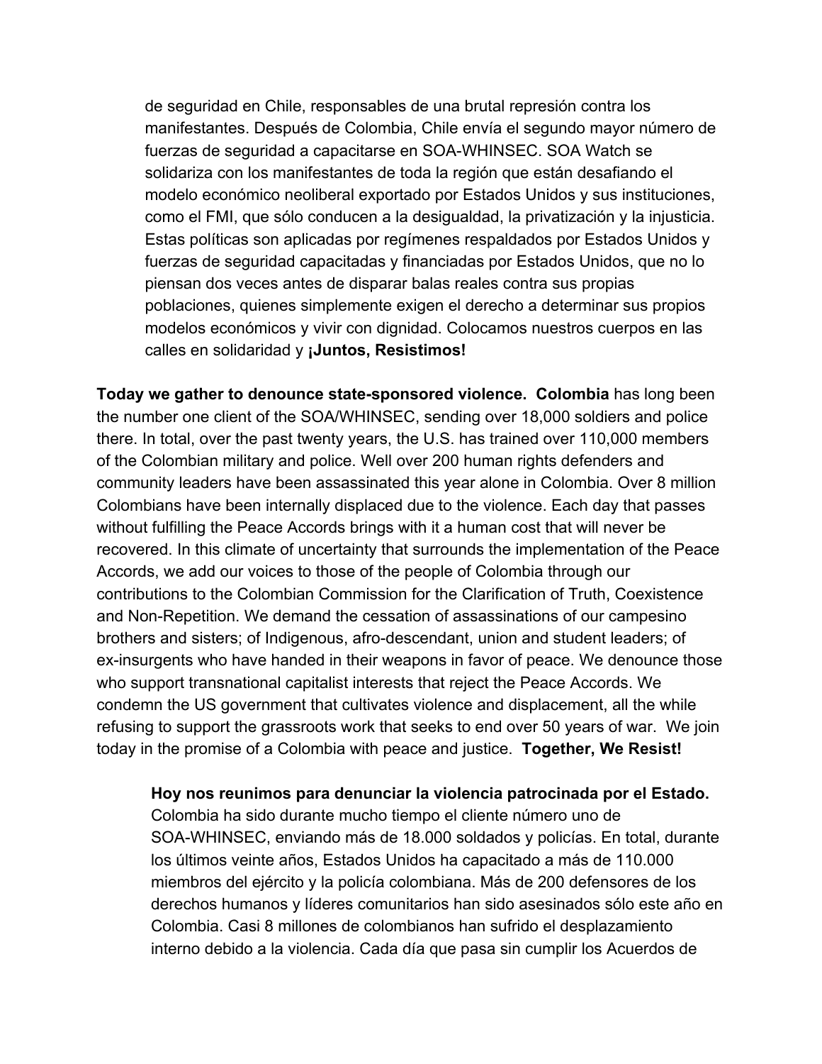de seguridad en Chile, responsables de una brutal represión contra los manifestantes. Después de Colombia, Chile envía el segundo mayor número de fuerzas de seguridad a capacitarse en SOA-WHINSEC. SOA Watch se solidariza con los manifestantes de toda la región que están desafiando el modelo económico neoliberal exportado por Estados Unidos y sus instituciones, como el FMI, que sólo conducen a la desigualdad, la privatización y la injusticia. Estas políticas son aplicadas por regímenes respaldados por Estados Unidos y fuerzas de seguridad capacitadas y financiadas por Estados Unidos, que no lo piensan dos veces antes de disparar balas reales contra sus propias poblaciones, quienes simplemente exigen el derecho a determinar sus propios modelos económicos y vivir con dignidad. Colocamos nuestros cuerpos en las calles en solidaridad y **¡Juntos, Resistimos!**

**Today we gather to denounce state-sponsored violence. Colombia** has long been the number one client of the SOA/WHINSEC, sending over 18,000 soldiers and police there. In total, over the past twenty years, the U.S. has trained over 110,000 members of the Colombian military and police. Well over 200 human rights defenders and community leaders have been assassinated this year alone in Colombia. Over 8 million Colombians have been internally displaced due to the violence. Each day that passes without fulfilling the Peace Accords brings with it a human cost that will never be recovered. In this climate of uncertainty that surrounds the implementation of the Peace Accords, we add our voices to those of the people of Colombia through our contributions to the Colombian Commission for the Clarification of Truth, Coexistence and Non-Repetition. We demand the cessation of assassinations of our campesino brothers and sisters; of Indigenous, afro-descendant, union and student leaders; of ex-insurgents who have handed in their weapons in favor of peace. We denounce those who support transnational capitalist interests that reject the Peace Accords. We condemn the US government that cultivates violence and displacement, all the while refusing to support the grassroots work that seeks to end over 50 years of war. We join today in the promise of a Colombia with peace and justice. **Together, We Resist!**

**Hoy nos reunimos para denunciar la violencia patrocinada por el Estado.** Colombia ha sido durante mucho tiempo el cliente número uno de SOA-WHINSEC, enviando más de 18.000 soldados y policías. En total, durante los últimos veinte años, Estados Unidos ha capacitado a más de 110.000 miembros del ejército y la policía colombiana. Más de 200 defensores de los derechos humanos y líderes comunitarios han sido asesinados sólo este año en Colombia. Casi 8 millones de colombianos han sufrido el desplazamiento interno debido a la violencia. Cada día que pasa sin cumplir los Acuerdos de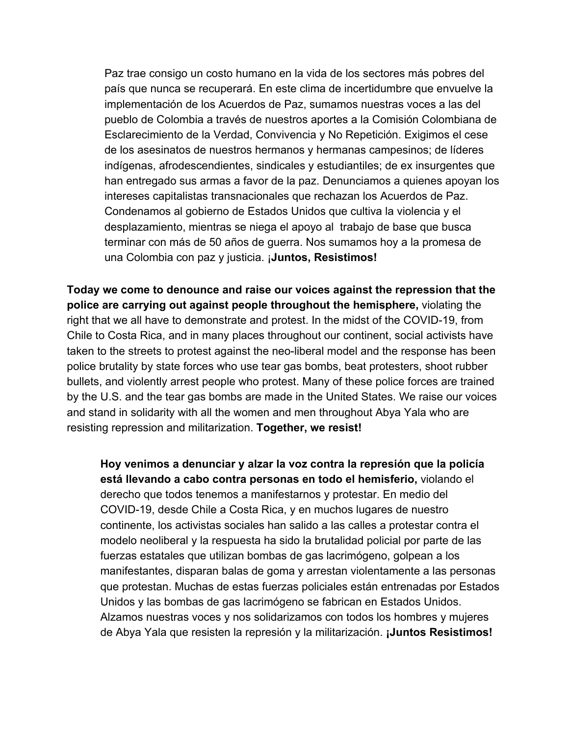Paz trae consigo un costo humano en la vida de los sectores más pobres del país que nunca se recuperará. En este clima de incertidumbre que envuelve la implementación de los Acuerdos de Paz, sumamos nuestras voces a las del pueblo de Colombia a través de nuestros aportes a la Comisión Colombiana de Esclarecimiento de la Verdad, Convivencia y No Repetición. Exigimos el cese de los asesinatos de nuestros hermanos y hermanas campesinos; de líderes indígenas, afrodescendientes, sindicales y estudiantiles; de ex insurgentes que han entregado sus armas a favor de la paz. Denunciamos a quienes apoyan los intereses capitalistas transnacionales que rechazan los Acuerdos de Paz. Condenamos al gobierno de Estados Unidos que cultiva la violencia y el desplazamiento, mientras se niega el apoyo al trabajo de base que busca terminar con más de 50 años de guerra. Nos sumamos hoy a la promesa de una Colombia con paz y justicia. **¡Juntos, Resistimos!**

**Today we come to denounce and raise our voices against the repression that the police are carrying out against people throughout the hemisphere,** violating the right that we all have to demonstrate and protest. In the midst of the COVID-19, from Chile to Costa Rica, and in many places throughout our continent, social activists have taken to the streets to protest against the neo-liberal model and the response has been police brutality by state forces who use tear gas bombs, beat protesters, shoot rubber bullets, and violently arrest people who protest. Many of these police forces are trained by the U.S. and the tear gas bombs are made in the United States. We raise our voices and stand in solidarity with all the women and men throughout Abya Yala who are resisting repression and militarization. **Together, we resist!**

**Hoy venimos a denunciar y alzar la voz contra la represión que la policía está llevando a cabo contra personas en todo el hemisferio,** violando el derecho que todos tenemos a manifestarnos y protestar. En medio del COVID-19, desde Chile a Costa Rica, y en muchos lugares de nuestro continente, los activistas sociales han salido a las calles a protestar contra el modelo neoliberal y la respuesta ha sido la brutalidad policial por parte de las fuerzas estatales que utilizan bombas de gas lacrimógeno, golpean a los manifestantes, disparan balas de goma y arrestan violentamente a las personas que protestan. Muchas de estas fuerzas policiales están entrenadas por Estados Unidos y las bombas de gas lacrimógeno se fabrican en Estados Unidos. Alzamos nuestras voces y nos solidarizamos con todos los hombres y mujeres de Abya Yala que resisten la represión y la militarización. **¡Juntos Resistimos!**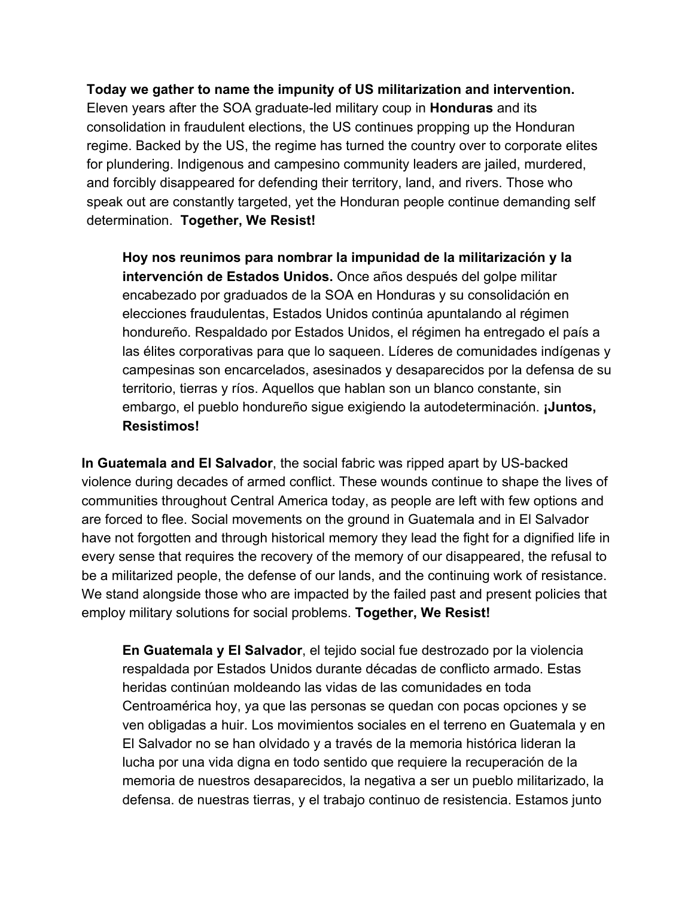**Today we gather to name the impunity of US militarization and intervention.** Eleven years after the SOA graduate-led military coup in **Honduras** and its consolidation in fraudulent elections, the US continues propping up the Honduran regime. Backed by the US, the regime has turned the country over to corporate elites for plundering. Indigenous and campesino community leaders are jailed, murdered, and forcibly disappeared for defending their territory, land, and rivers. Those who speak out are constantly targeted, yet the Honduran people continue demanding self determination. **Together, We Resist!**

> **Hoy nos reunimos para nombrar la impunidad de la militarización y la intervención de Estados Unidos.** Once años después del golpe militar encabezado por graduados de la SOA en Honduras y su consolidación en elecciones fraudulentas, Estados Unidos continúa apuntalando al régimen hondureño. Respaldado por Estados Unidos, el régimen ha entregado el país a las élites corporativas para que lo saqueen. Líderes de comunidades indígenas y campesinas son encarcelados, asesinados y desaparecidos por la defensa de su territorio, tierras y ríos. Aquellos que hablan son un blanco constante, sin embargo, el pueblo hondureño sigue exigiendo la autodeterminación. **¡Juntos, Resistimos!**

**In Guatemala and El Salvador**, the social fabric was ripped apart by US-backed violence during decades of armed conflict. These wounds continue to shape the lives of communities throughout Central America today, as people are left with few options and are forced to flee. Social movements on the ground in Guatemala and in El Salvador have not forgotten and through historical memory they lead the fight for a dignified life in every sense that requires the recovery of the memory of our disappeared, the refusal to be a militarized people, the defense of our lands, and the continuing work of resistance. We stand alongside those who are impacted by the failed past and present policies that employ military solutions for social problems. **Together, We Resist!**

> **En Guatemala y El Salvador**, el tejido social fue destrozado por la violencia respaldada por Estados Unidos durante décadas de conflicto armado. Estas heridas continúan moldeando las vidas de las comunidades en toda Centroamérica hoy, ya que las personas se quedan con pocas opciones y se ven obligadas a huir. Los movimientos sociales en el terreno en Guatemala y en El Salvador no se han olvidado y a través de la memoria histórica lideran la lucha por una vida digna en todo sentido que requiere la recuperación de la memoria de nuestros desaparecidos, la negativa a ser un pueblo militarizado, la defensa. de nuestras tierras, y el trabajo continuo de resistencia. Estamos junto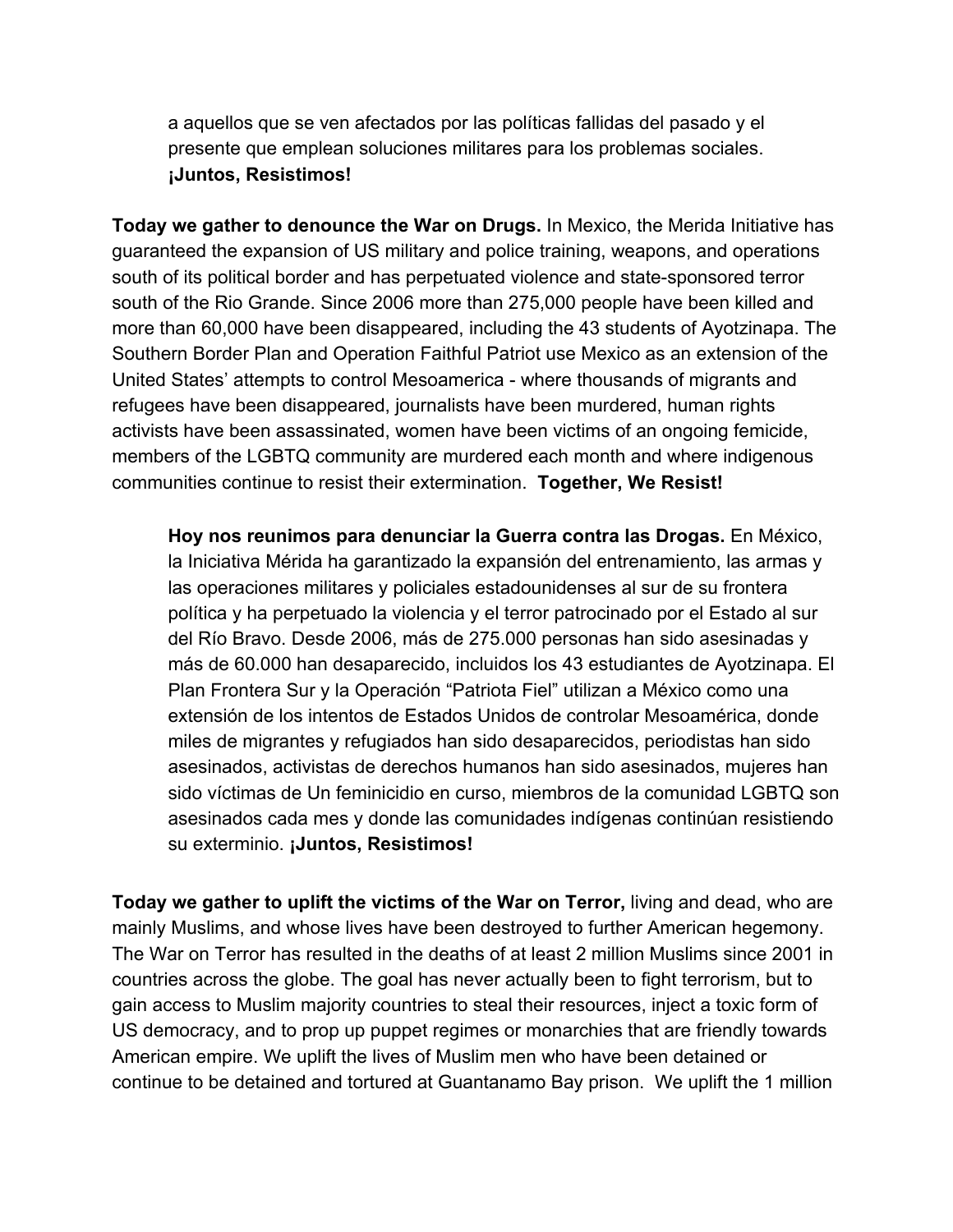a aquellos que se ven afectados por las políticas fallidas del pasado y el presente que emplean soluciones militares para los problemas sociales. **¡Juntos, Resistimos!**

**Today we gather to denounce the War on Drugs.** In Mexico, the Merida Initiative has guaranteed the expansion of US military and police training, weapons, and operations south of its political border and has perpetuated violence and state-sponsored terror south of the Rio Grande. Since 2006 more than 275,000 people have been killed and more than 60,000 have been disappeared, including the 43 students of Ayotzinapa. The Southern Border Plan and Operation Faithful Patriot use Mexico as an extension of the United States' attempts to control Mesoamerica - where thousands of migrants and refugees have been disappeared, journalists have been murdered, human rights activists have been assassinated, women have been victims of an ongoing femicide, members of the LGBTQ community are murdered each month and where indigenous communities continue to resist their extermination. **Together, We Resist!**

**Hoy nos reunimos para denunciar la Guerra contra las Drogas.** En México, la Iniciativa Mérida ha garantizado la expansión del entrenamiento, las armas y las operaciones militares y policiales estadounidenses al sur de su frontera política y ha perpetuado la violencia y el terror patrocinado por el Estado al sur del Río Bravo. Desde 2006, más de 275.000 personas han sido asesinadas y más de 60.000 han desaparecido, incluidos los 43 estudiantes de Ayotzinapa. El Plan Frontera Sur y la Operación "Patriota Fiel" utilizan a México como una extensión de los intentos de Estados Unidos de controlar Mesoamérica, donde miles de migrantes y refugiados han sido desaparecidos, periodistas han sido asesinados, activistas de derechos humanos han sido asesinados, mujeres han sido víctimas de Un feminicidio en curso, miembros de la comunidad LGBTQ son asesinados cada mes y donde las comunidades indígenas continúan resistiendo su exterminio. **¡Juntos, Resistimos!**

**Today we gather to uplift the victims of the War on Terror,** living and dead, who are mainly Muslims, and whose lives have been destroyed to further American hegemony. The War on Terror has resulted in the deaths of at least 2 million Muslims since 2001 in countries across the globe. The goal has never actually been to fight terrorism, but to gain access to Muslim majority countries to steal their resources, inject a toxic form of US democracy, and to prop up puppet regimes or monarchies that are friendly towards American empire. We uplift the lives of Muslim men who have been detained or continue to be detained and tortured at Guantanamo Bay prison. We uplift the 1 million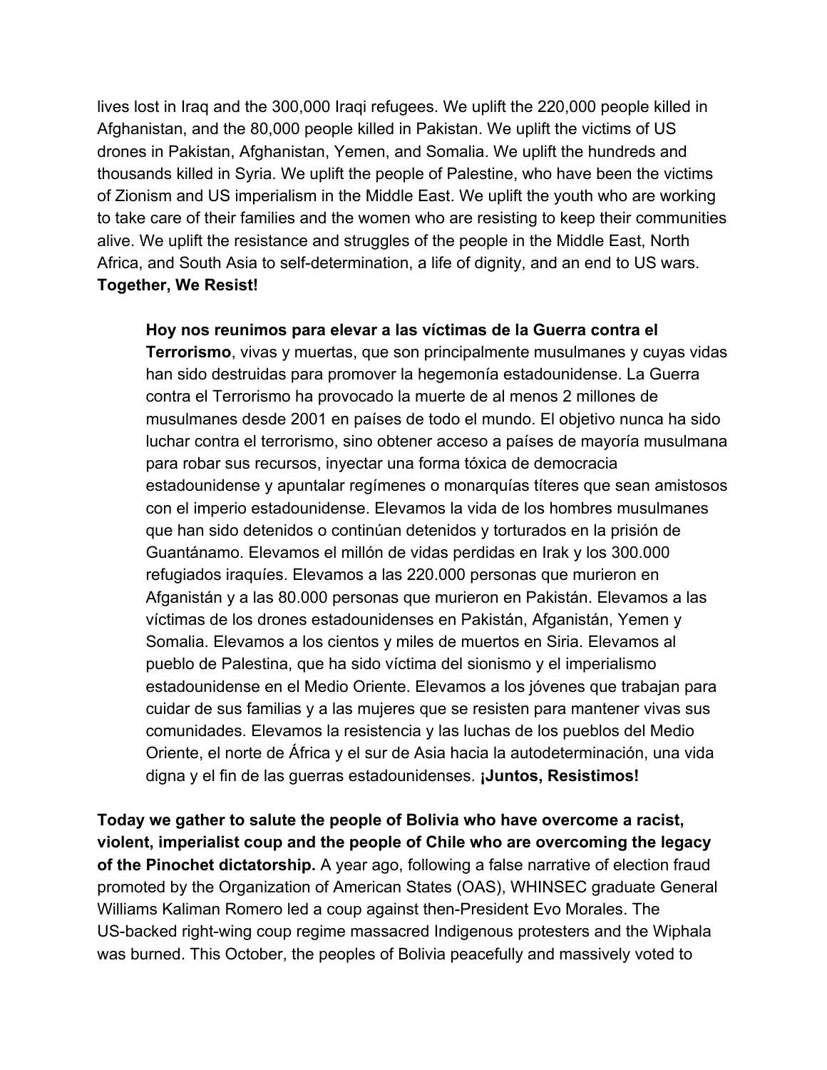lives lost in Iraq and the 300,000 Iraqi refugees. We uplift the 220,000 people killed in Afghanistan, and the 80,000 people killed in Pakistan. We uplift the victims of US drones in Pakistan, Afghanistan, Yemen, and Somalia. We uplift the hundreds and thousands killed in Syria. We uplift the people of Palestine, who have been the victims of Zionism and US imperialism in the Middle East. We uplift the youth who are working to take care of their families and the women who are resisting to keep their communities alive. We uplift the resistance and struggles of the people in the Middle East, North Africa, and South Asia to self-determination, a life of dignity, and an end to US wars. **Together, We Resist!**

> **Hoy nos reunimos para elevar a las víctimas de la Guerra contra el Terrorismo**, vivas y muertas, que son principalmente musulmanes y cuyas vidas han sido destruidas para promover la hegemonía estadounidense. La Guerra contra el Terrorismo ha provocado la muerte de al menos 2 millones de musulmanes desde 2001 en países de todo el mundo. El objetivo nunca ha sido luchar contra el terrorismo, sino obtener acceso a países de mayoría musulmana para robar sus recursos, inyectar una forma tóxica de democracia estadounidense y apuntalar regímenes o monarquías títeres que sean amistosos con el imperio estadounidense. Elevamos la vida de los hombres musulmanes que han sido detenidos o continúan detenidos y torturados en la prisión de Guantánamo. Elevamos el millón de vidas perdidas en Irak y los 300.000 refugiados iraquíes. Elevamos a las 220.000 personas que murieron en Afganistán y a las 80.000 personas que murieron en Pakistán. Elevamos a las víctimas de los drones estadounidenses en Pakistán, Afganistán, Yemen y Somalia. Elevamos a los cientos y miles de muertos en Siria. Elevamos al pueblo de Palestina, que ha sido víctima del sionismo y el imperialismo estadounidense en el Medio Oriente. Elevamos a los jóvenes que trabajan para cuidar de sus familias y a las mujeres que se resisten para mantener vivas sus comunidades. Elevamos la resistencia y las luchas de los pueblos del Medio Oriente, el norte de África y el sur de Asia hacia la autodeterminación, una vida digna y el fin de las guerras estadounidenses. **¡Juntos, Resistimos!**

**Today we gather to salute the people of Bolivia who have overcome a racist, violent, imperialist coup and the people of Chile who are overcoming the legacy of the Pinochet dictatorship.** A year ago, following a false narrative of election fraud promoted by the Organization of American States (OAS), WHINSEC graduate General Williams Kaliman Romero led a coup against then-President Evo Morales. The US-backed right-wing coup regime massacred Indigenous protesters and the Wiphala was burned. This October, the peoples of Bolivia peacefully and massively voted to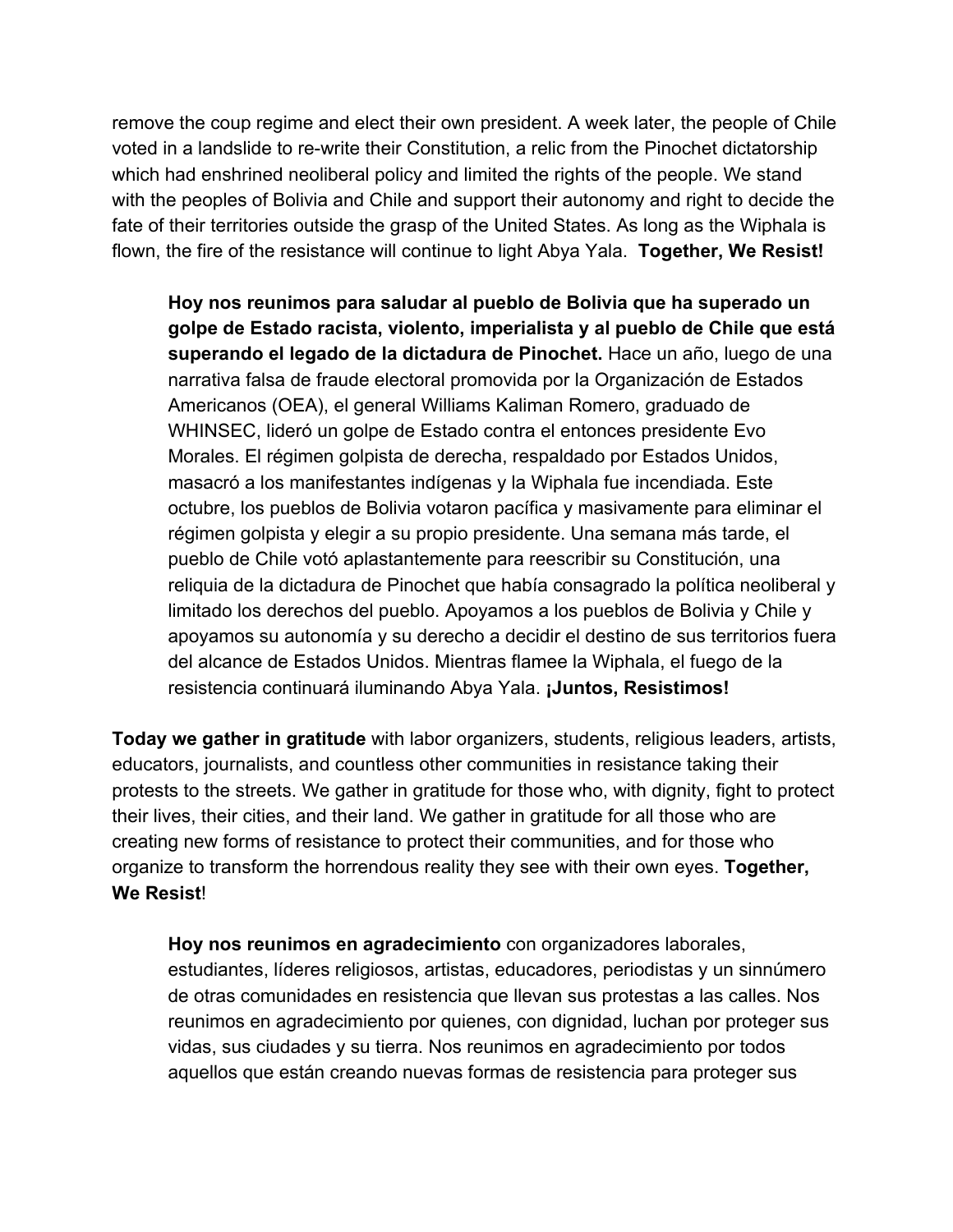remove the coup regime and elect their own president. A week later, the people of Chile voted in a landslide to re-write their Constitution, a relic from the Pinochet dictatorship which had enshrined neoliberal policy and limited the rights of the people. We stand with the peoples of Bolivia and Chile and support their autonomy and right to decide the fate of their territories outside the grasp of the United States. As long as the Wiphala is flown, the fire of the resistance will continue to light Abya Yala. **Together, We Resist!**

> **Hoy nos reunimos para saludar al pueblo de Bolivia que ha superado un golpe de Estado racista, violento, imperialista y al pueblo de Chile que está superando el legado de la dictadura de Pinochet.** Hace un año, luego de una narrativa falsa de fraude electoral promovida por la Organización de Estados Americanos (OEA), el general Williams Kaliman Romero, graduado de WHINSEC, lideró un golpe de Estado contra el entonces presidente Evo Morales. El régimen golpista de derecha, respaldado por Estados Unidos, masacró a los manifestantes indígenas y la Wiphala fue incendiada. Este octubre, los pueblos de Bolivia votaron pacífica y masivamente para eliminar el régimen golpista y elegir a su propio presidente. Una semana más tarde, el pueblo de Chile votó aplastantemente para reescribir su Constitución, una reliquia de la dictadura de Pinochet que había consagrado la política neoliberal y limitado los derechos del pueblo. Apoyamos a los pueblos de Bolivia y Chile y apoyamos su autonomía y su derecho a decidir el destino de sus territorios fuera del alcance de Estados Unidos. Mientras flamee la Wiphala, el fuego de la resistencia continuará iluminando Abya Yala. **¡Juntos, Resistimos!**

**Today we gather in gratitude** with labor organizers, students, religious leaders, artists, educators, journalists, and countless other communities in resistance taking their protests to the streets. We gather in gratitude for those who, with dignity, fight to protect their lives, their cities, and their land. We gather in gratitude for all those who are creating new forms of resistance to protect their communities, and for those who organize to transform the horrendous reality they see with their own eyes. **Together, We Resist**!

> **Hoy nos reunimos en agradecimiento** con organizadores laborales, estudiantes, líderes religiosos, artistas, educadores, periodistas y un sinnúmero de otras comunidades en resistencia que llevan sus protestas a las calles. Nos reunimos en agradecimiento por quienes, con dignidad, luchan por proteger sus vidas, sus ciudades y su tierra. Nos reunimos en agradecimiento por todos aquellos que están creando nuevas formas de resistencia para proteger sus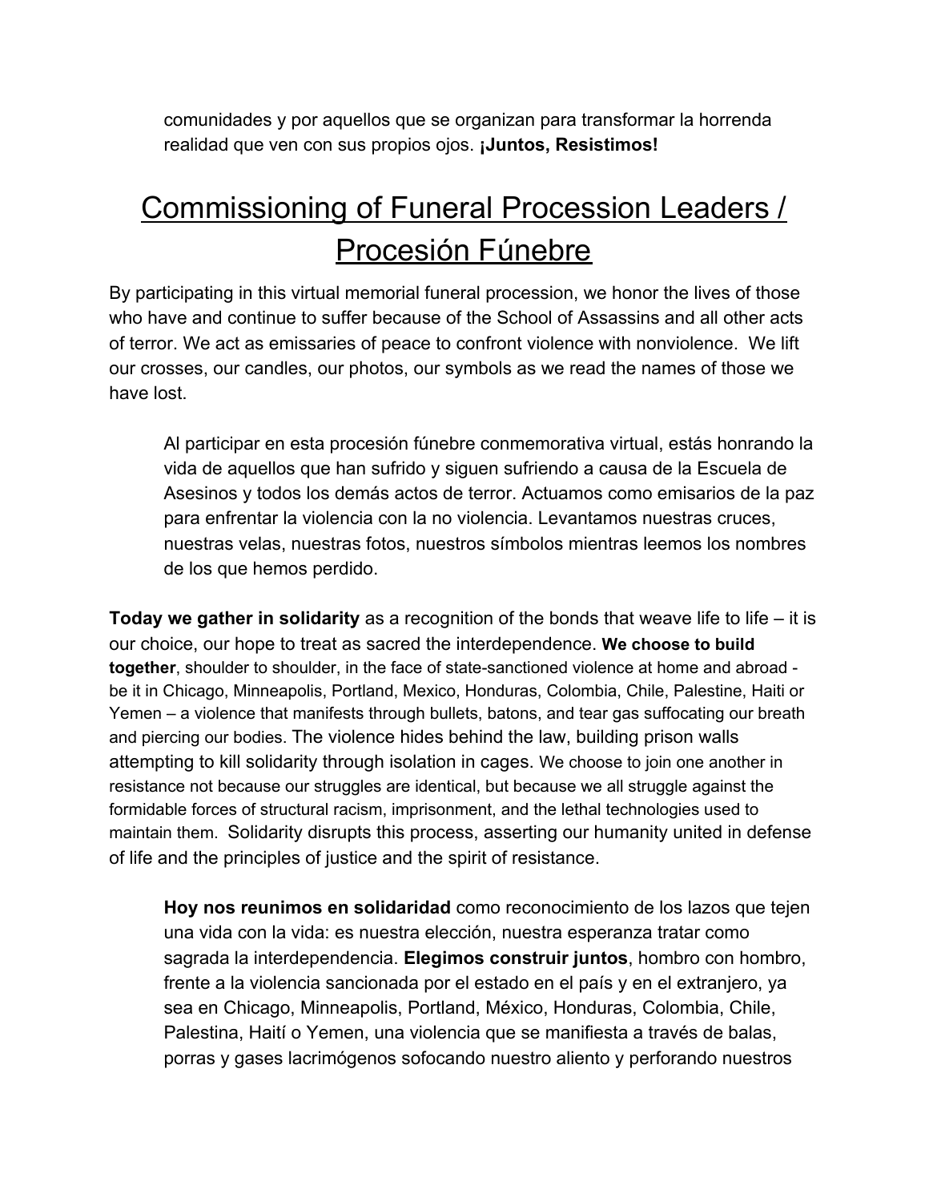comunidades y por aquellos que se organizan para transformar la horrenda realidad que ven con sus propios ojos. **¡Juntos, Resistimos!**

# Commissioning of Funeral Procession Leaders / Procesión Fúnebre

By participating in this virtual memorial funeral procession, we honor the lives of those who have and continue to suffer because of the School of Assassins and all other acts of terror. We act as emissaries of peace to confront violence with nonviolence. We lift our crosses, our candles, our photos, our symbols as we read the names of those we have lost.

> Al participar en esta procesión fúnebre conmemorativa virtual, estás honrando la vida de aquellos que han sufrido y siguen sufriendo a causa de la Escuela de Asesinos y todos los demás actos de terror. Actuamos como emisarios de la paz para enfrentar la violencia con la no violencia. Levantamos nuestras cruces, nuestras velas, nuestras fotos, nuestros símbolos mientras leemos los nombres de los que hemos perdido.

**Today we gather in solidarity** as a recognition of the bonds that weave life to life – it is our choice, our hope to treat as sacred the interdependence. **We choose to build together**, shoulder to shoulder, in the face of state-sanctioned violence at home and abroad - be it in Chicago, Minneapolis, Portland, Mexico, Honduras, Colombia, Chile, Palestine, Haiti or Yemen – a violence that manifests through bullets, batons, and tear gas suffocating our breath and piercing our bodies. The violence hides behind the law, building prison walls attempting to kill solidarity through isolation in cages. We choose to join one another in resistance not because our struggles are identical, but because we all struggle against the formidable forces of structural racism, imprisonment, and the lethal technologies used to maintain them. Solidarity disrupts this process, asserting our humanity united in defense of life and the principles of justice and the spirit of resistance.

> **Hoy nos reunimos en solidaridad** como reconocimiento de los lazos que tejen una vida con la vida: es nuestra elección, nuestra esperanza tratar como sagrada la interdependencia. **Elegimos construir juntos**, hombro con hombro, frente a la violencia sancionada por el estado en el país y en el extranjero, ya sea en Chicago, Minneapolis, Portland, México, Honduras, Colombia, Chile, Palestina, Haití o Yemen, una violencia que se manifiesta a través de balas, porras y gases lacrimógenos sofocando nuestro aliento y perforando nuestros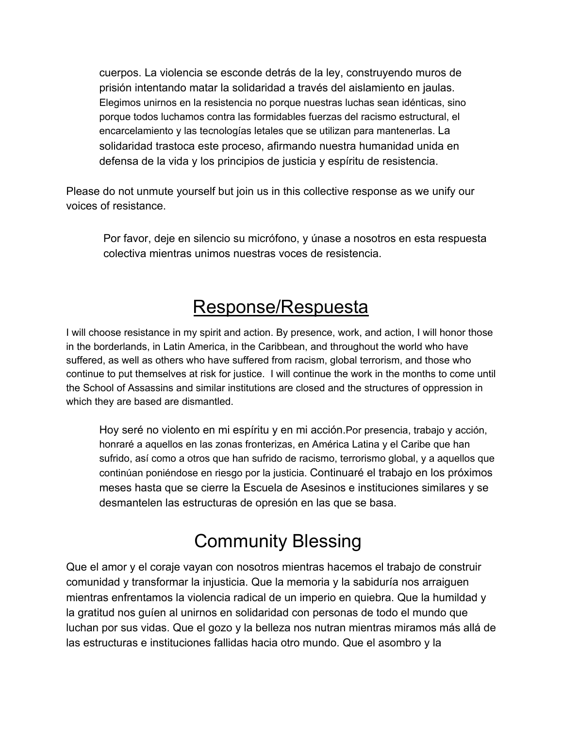cuerpos. La violencia se esconde detrás de la ley, construyendo muros de prisión intentando matar la solidaridad a través del aislamiento en jaulas. Elegimos unirnos en la resistencia no porque nuestras luchas sean idénticas, sino porque todos luchamos contra las formidables fuerzas del racismo estructural, el encarcelamiento y las tecnologías letales que se utilizan para mantenerlas. La solidaridad trastoca este proceso, afirmando nuestra humanidad unida en defensa de la vida y los principios de justicia y espíritu de resistencia.

Please do not unmute yourself but join us in this collective response as we unify our voices of resistance.

Por favor, deje en silencio su micrófono, y únase a nosotros en esta respuesta colectiva mientras unimos nuestras voces de resistencia.

# Response/Respuesta

I will choose resistance in my spirit and action. By presence, work, and action, I will honor those in the borderlands, in Latin America, in the Caribbean, and throughout the world who have suffered, as well as others who have suffered from racism, global terrorism, and those who continue to put themselves at risk for justice. I will continue the work in the months to come until the School of Assassins and similar institutions are closed and the structures of oppression in which they are based are dismantled.

Hoy seré no violento en mi espíritu y en mi acción.Por presencia, trabajo y acción, honraré a aquellos en las zonas fronterizas, en América Latina y el Caribe que han sufrido, así como a otros que han sufrido de racismo, terrorismo global, y a aquellos que continúan poniéndose en riesgo por la justicia. Continuaré el trabajo en los próximos meses hasta que se cierre la Escuela de Asesinos e instituciones similares y se desmantelen las estructuras de opresión en las que se basa.

# Community Blessing

Que el amor y el coraje vayan con nosotros mientras hacemos el trabajo de construir comunidad y transformar la injusticia. Que la memoria y la sabiduría nos arraiguen mientras enfrentamos la violencia radical de un imperio en quiebra. Que la humildad y la gratitud nos guíen al unirnos en solidaridad con personas de todo el mundo que luchan por sus vidas. Que el gozo y la belleza nos nutran mientras miramos más allá de las estructuras e instituciones fallidas hacia otro mundo. Que el asombro y la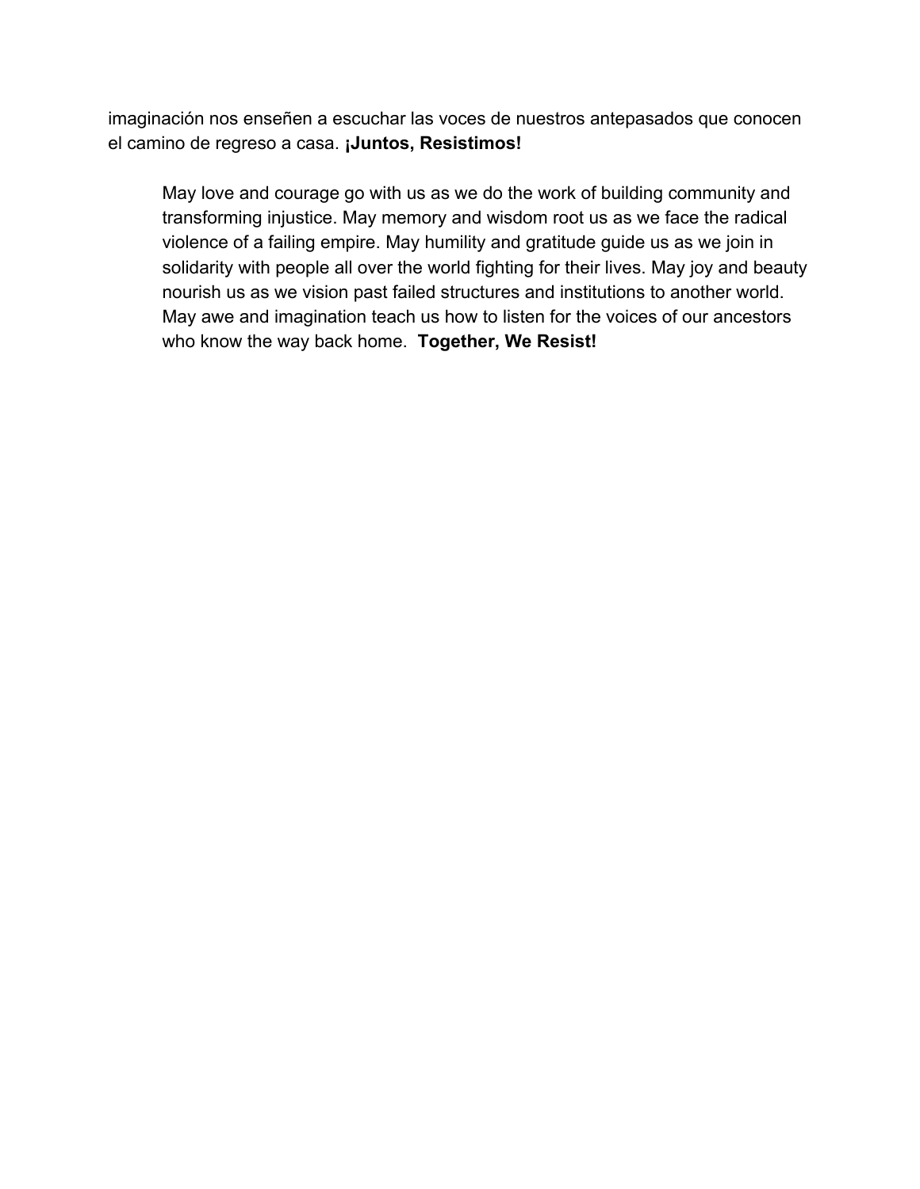imaginación nos enseñen a escuchar las voces de nuestros antepasados que conocen el camino de regreso a casa. **¡Juntos, Resistimos!**

> May love and courage go with us as we do the work of building community and transforming injustice. May memory and wisdom root us as we face the radical violence of a failing empire. May humility and gratitude guide us as we join in solidarity with people all over the world fighting for their lives. May joy and beauty nourish us as we vision past failed structures and institutions to another world. May awe and imagination teach us how to listen for the voices of our ancestors who know the way back home. **Together, We Resist!**